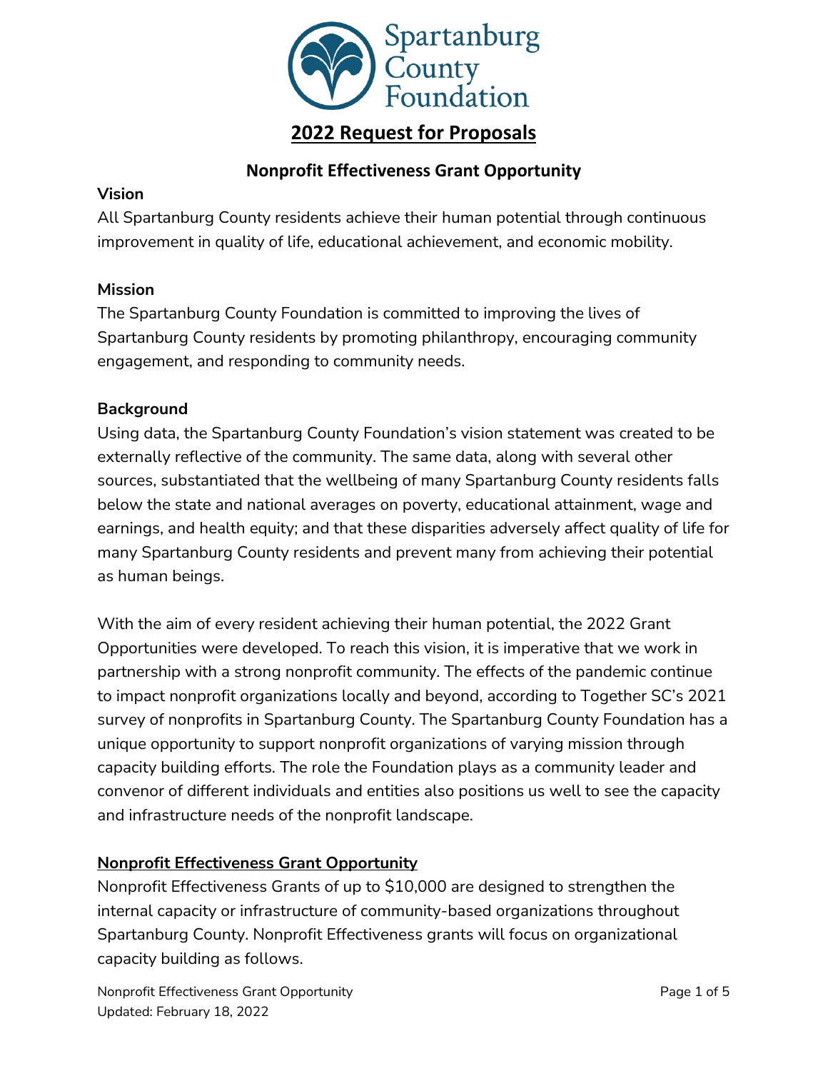# 2022 Request for Proposals

## Nonprofit Effectiveness Grant Opportunity

### Vision

All Spartanburg County residents achieve their human potential through continuous improvement in quality of life, educational achievement, and economic mobility.

### Mission

The Spartanburg County Foundation is committed to improving the lives of Spartanburg County residents by promoting philanthropy, encouraging community engagement, and responding to community needs.

### Background

Using data, the Spartanburg County Foundation's vision statement was created to be externally reflective of the community. The same data, along with several other sources, substantiated that the wellbeing of many Spartanburg County residents falls below the state and national averages on poverty, educational attainment, wage and earnings, and health equity; and that these disparities adversely affect quality of life for many Spartanburg County residents and prevent many from achieving their potential as human beings.

With the aim of every resident achieving their human potential, the 2022 Grant Opportunities were developed. To reach this vision, it is imperative that we work in partnership with a strong nonprofit community. The effects of the pandemic continue to impact nonprofit organizations locally and beyond, according to Together SC's 2021 survey of nonprofits in Spartanburg County. The Spartanburg County Foundation has a unique opportunity to support nonprofit organizations of varying mission through capacity building efforts. The role the Foundation plays as a community leader and convenor of different individuals and entities also positions us well to see the capacity and infrastructure needs of the nonprofit landscape.

### Nonprofit Effectiveness Grant Opportunity

Nonprofit Effectiveness Grants of up to $10,000 are designed to strengthen the internal capacity or infrastructure of community-based organizations throughout Spartanburg County. Nonprofit Effectiveness grants will focus on organizational capacity building as follows.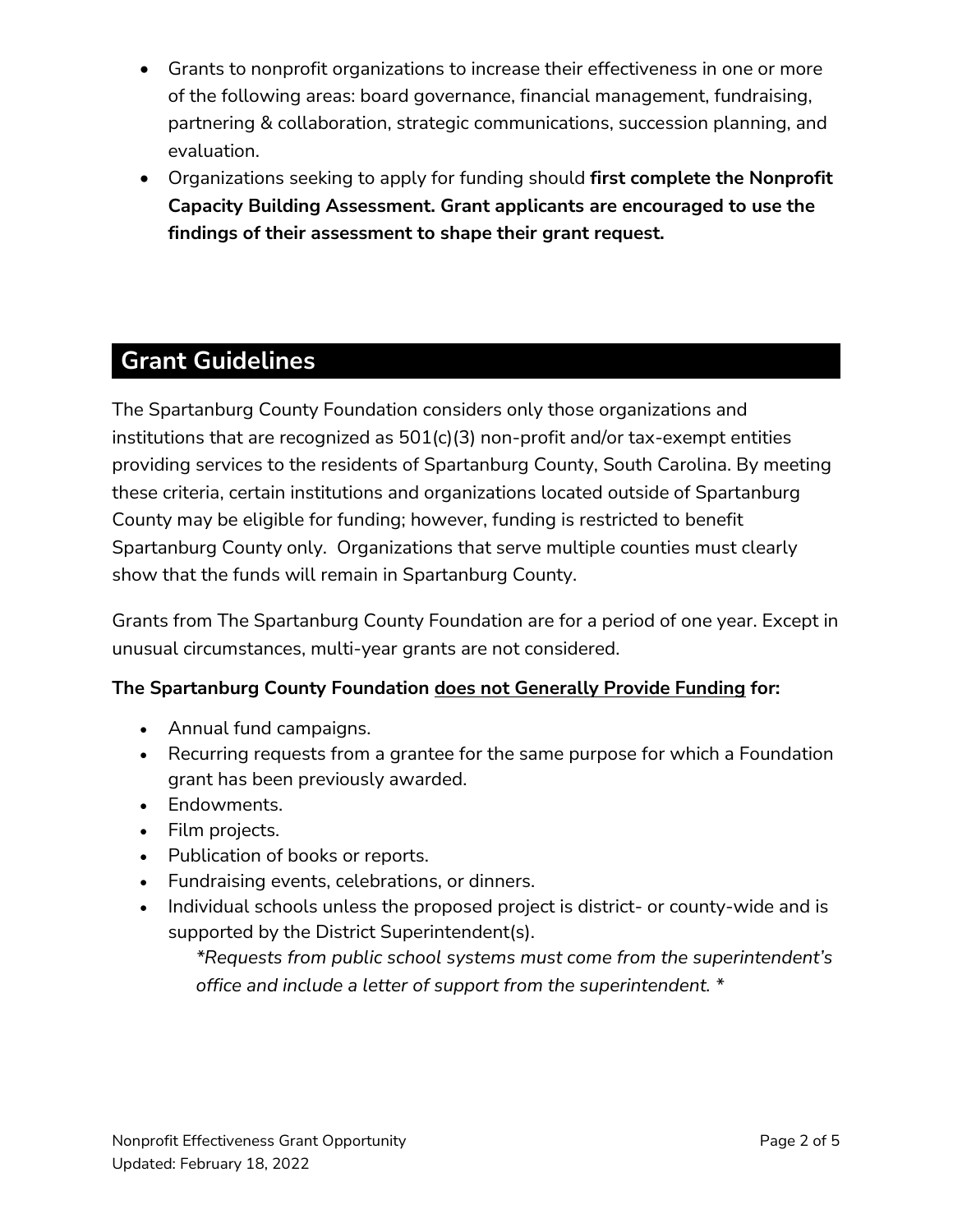- Grants to nonprofit organizations to increase their effectiveness in one or more of the following areas: board governance, financial management, fundraising, partnering & collaboration, strategic communications, succession planning, and evaluation.
- Organizations seeking to apply for funding should **first complete the Nonprofit Capacity Building Assessment. Grant applicants are encouraged to use the findings of their assessment to shape their grant request.**

## Grant Guidelines

The Spartanburg County Foundation considers only those organizations and institutions that are recognized as 501(c)(3) non-profit and/or tax-exempt entities providing services to the residents of Spartanburg County, South Carolina. By meeting these criteria, certain institutions and organizations located outside of Spartanburg County may be eligible for funding; however, funding is restricted to benefit Spartanburg County only. Organizations that serve multiple counties must clearly show that the funds will remain in Spartanburg County.

Grants from The Spartanburg County Foundation are for a period of one year. Except in unusual circumstances, multi-year grants are not considered.

**The Spartanburg County Foundation <u>does not Generally Provide Funding</u> for:**

- Annual fund campaigns.
- Recurring requests from a grantee for the same purpose for which a Foundation grant has been previously awarded.
- Endowments.
- Film projects.
- Publication of books or reports.
- Fundraising events, celebrations, or dinners.
- Individual schools unless the proposed project is district- or county-wide and is supported by the District Superintendent(s).

  *\*Requests from public school systems must come from the superintendent's office and include a letter of support from the superintendent. \**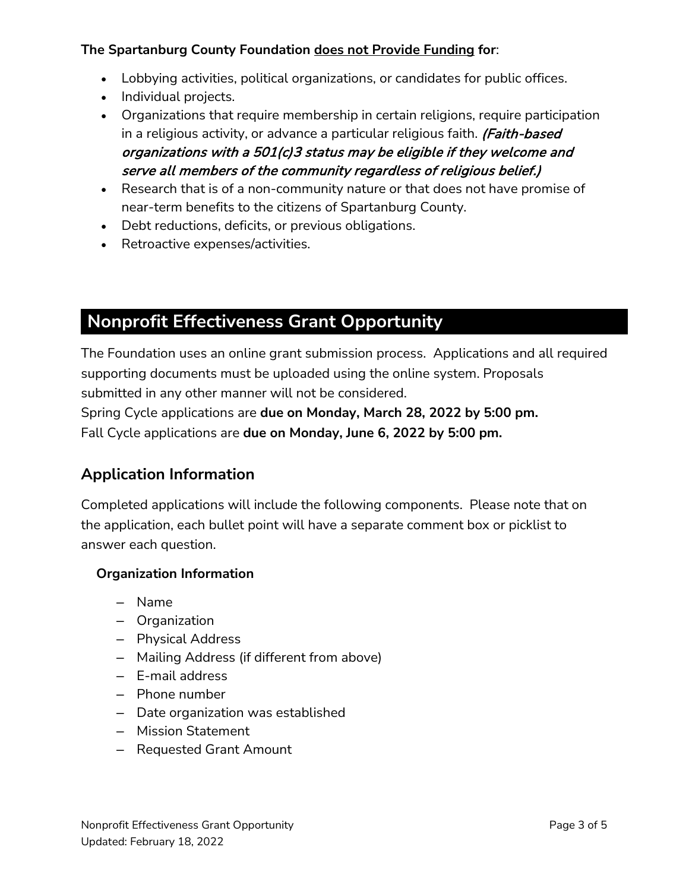**The Spartanburg County Foundation does not Provide Funding for**:

- Lobbying activities, political organizations, or candidates for public offices.
- Individual projects.
- Organizations that require membership in certain religions, require participation in a religious activity, or advance a particular religious faith. ***(Faith-based organizations with a 501(c)3 status may be eligible if they welcome and serve all members of the community regardless of religious belief.)***
- Research that is of a non-community nature or that does not have promise of near-term benefits to the citizens of Spartanburg County.
- Debt reductions, deficits, or previous obligations.
- Retroactive expenses/activities.

## Nonprofit Effectiveness Grant Opportunity

The Foundation uses an online grant submission process. Applications and all required supporting documents must be uploaded using the online system. Proposals submitted in any other manner will not be considered.

Spring Cycle applications are **due on Monday, March 28, 2022 by 5:00 pm.**

Fall Cycle applications are **due on Monday, June 6, 2022 by 5:00 pm.**

### Application Information

Completed applications will include the following components. Please note that on the application, each bullet point will have a separate comment box or picklist to answer each question.

**Organization Information**

- Name
- Organization
- Physical Address
- Mailing Address (if different from above)
- E-mail address
- Phone number
- Date organization was established
- Mission Statement
- Requested Grant Amount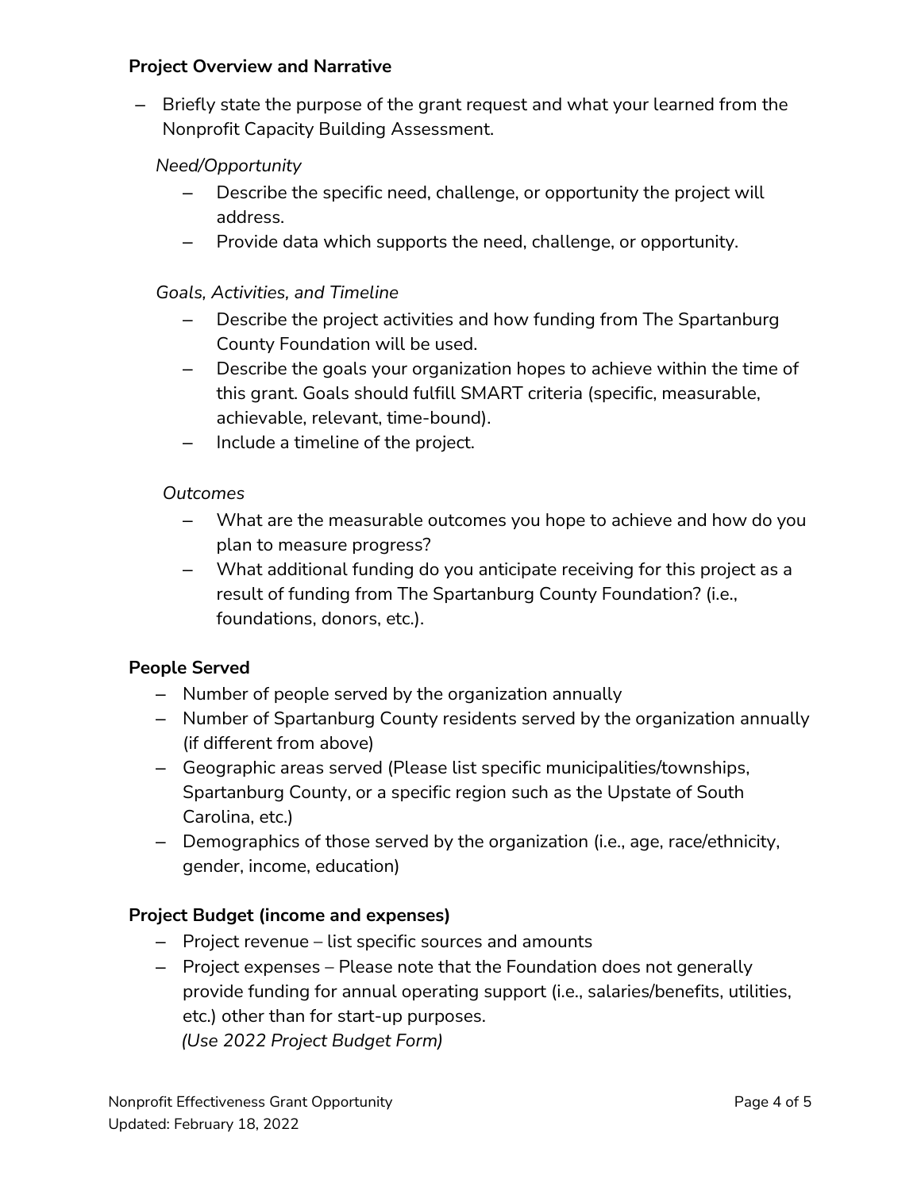**Project Overview and Narrative**

- Briefly state the purpose of the grant request and what your learned from the Nonprofit Capacity Building Assessment.

  *Need/Opportunity*

  - Describe the specific need, challenge, or opportunity the project will address.
  - Provide data which supports the need, challenge, or opportunity.

  *Goals, Activities, and Timeline*

  - Describe the project activities and how funding from The Spartanburg County Foundation will be used.
  - Describe the goals your organization hopes to achieve within the time of this grant. Goals should fulfill SMART criteria (specific, measurable, achievable, relevant, time-bound).
  - Include a timeline of the project.

  *Outcomes*

  - What are the measurable outcomes you hope to achieve and how do you plan to measure progress?
  - What additional funding do you anticipate receiving for this project as a result of funding from The Spartanburg County Foundation? (i.e., foundations, donors, etc.).

**People Served**

- Number of people served by the organization annually
- Number of Spartanburg County residents served by the organization annually (if different from above)
- Geographic areas served (Please list specific municipalities/townships, Spartanburg County, or a specific region such as the Upstate of South Carolina, etc.)
- Demographics of those served by the organization (i.e., age, race/ethnicity, gender, income, education)

**Project Budget (income and expenses)**

- Project revenue – list specific sources and amounts
- Project expenses – Please note that the Foundation does not generally provide funding for annual operating support (i.e., salaries/benefits, utilities, etc.) other than for start-up purposes.
  *(Use 2022 Project Budget Form)*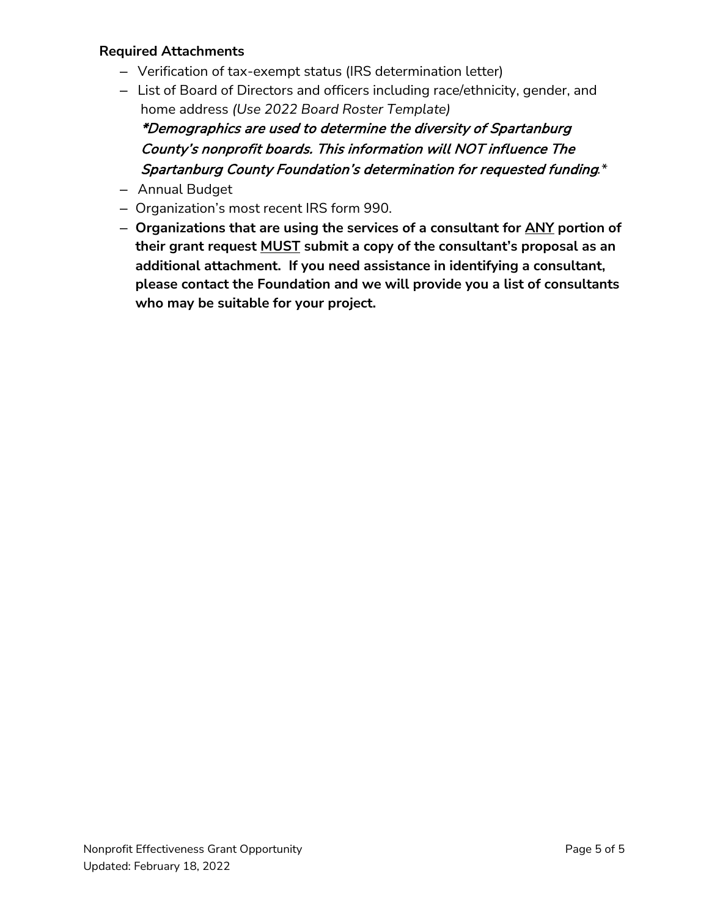**Required Attachments**

- Verification of tax-exempt status (IRS determination letter)
- List of Board of Directors and officers including race/ethnicity, gender, and home address *(Use 2022 Board Roster Template)*
  *\*Demographics are used to determine the diversity of Spartanburg County's nonprofit boards. This information will NOT influence The Spartanburg County Foundation's determination for requested funding.\**
- Annual Budget
- Organization's most recent IRS form 990.
- **Organizations that are using the services of a consultant for <u>ANY</u> portion of their grant request <u>MUST</u> submit a copy of the consultant's proposal as an additional attachment. If you need assistance in identifying a consultant, please contact the Foundation and we will provide you a list of consultants who may be suitable for your project.**